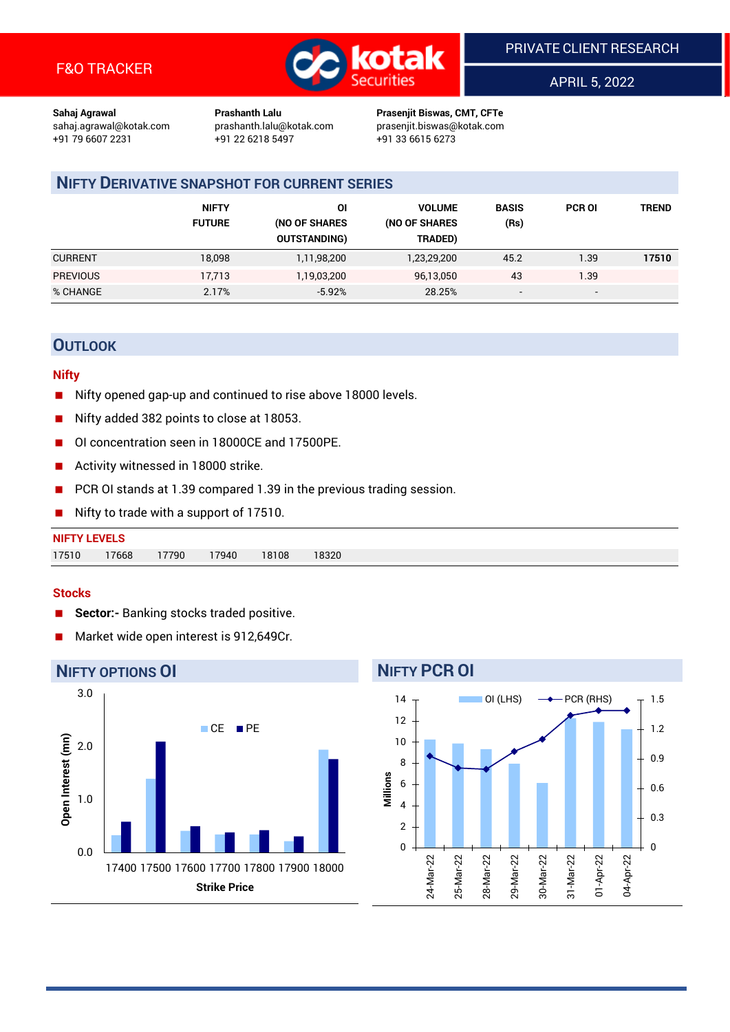F&O TRACKER

PRIVATE CLIENT RESEARCH

APRIL 5, 2022

**Sahaj Agrawal**
sahaj.agrawal@kotak.com
+91 79 6607 2231

**Prashanth Lalu**
prashanth.lalu@kotak.com
+91 22 6218 5497

**Prasenjit Biswas, CMT, CFTe**
prasenjit.biswas@kotak.com
+91 33 6615 6273

## NIFTY DERIVATIVE SNAPSHOT FOR CURRENT SERIES

| | NIFTY FUTURE | OI (NO OF SHARES OUTSTANDING) | VOLUME (NO OF SHARES TRADED) | BASIS (Rs) | PCR OI | TREND |
|---|---|---|---|---|---|---|
| CURRENT | 18,098 | 1,11,98,200 | 1,23,29,200 | 45.2 | 1.39 | **17510** |
| PREVIOUS | 17,713 | 1,19,03,200 | 96,13,050 | 43 | 1.39 | |
| % CHANGE | 2.17% | -5.92% | 28.25% | - | - | |

## OUTLOOK

### Nifty

- Nifty opened gap-up and continued to rise above 18000 levels.
- Nifty added 382 points to close at 18053.
- OI concentration seen in 18000CE and 17500PE.
- Activity witnessed in 18000 strike.
- PCR OI stands at 1.39 compared 1.39 in the previous trading session.
- Nifty to trade with a support of 17510.

**NIFTY LEVELS**

| 17510 | 17668 | 17790 | 17940 | 18108 | 18320 |
|---|---|---|---|---|---|

### Stocks

- **Sector:-** Banking stocks traded positive.
- Market wide open interest is 912,649Cr.

## NIFTY OPTIONS OI

Open Interest (mn) by Strike Price (CE, PE): 17400, 17500, 17600, 17700, 17800, 17900, 18000

## NIFTY PCR OI

OI (LHS, Millions) and PCR (RHS): 24-Mar-22, 25-Mar-22, 28-Mar-22, 29-Mar-22, 30-Mar-22, 31-Mar-22, 01-Apr-22, 04-Apr-22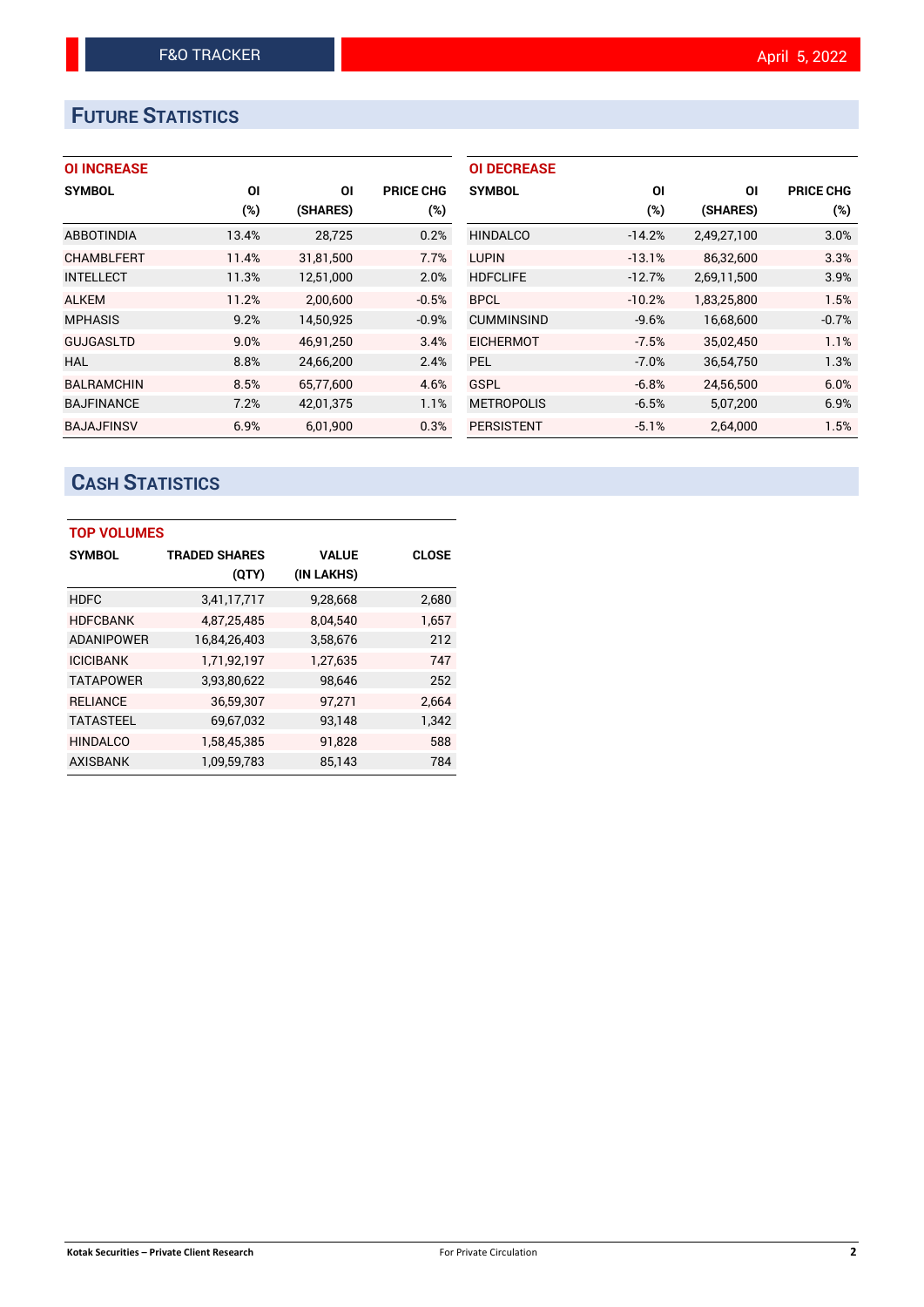# FUTURE STATISTICS

### OI INCREASE

| SYMBOL | OI (%) | OI (SHARES) | PRICE CHG (%) |
|---|---|---|---|
| ABBOTINDIA | 13.4% | 28,725 | 0.2% |
| CHAMBLFERT | 11.4% | 31,81,500 | 7.7% |
| INTELLECT | 11.3% | 12,51,000 | 2.0% |
| ALKEM | 11.2% | 2,00,600 | -0.5% |
| MPHASIS | 9.2% | 14,50,925 | -0.9% |
| GUJGASLTD | 9.0% | 46,91,250 | 3.4% |
| HAL | 8.8% | 24,66,200 | 2.4% |
| BALRAMCHIN | 8.5% | 65,77,600 | 4.6% |
| BAJFINANCE | 7.2% | 42,01,375 | 1.1% |
| BAJAJFINSV | 6.9% | 6,01,900 | 0.3% |

### OI DECREASE

| SYMBOL | OI (%) | OI (SHARES) | PRICE CHG (%) |
|---|---|---|---|
| HINDALCO | -14.2% | 2,49,27,100 | 3.0% |
| LUPIN | -13.1% | 86,32,600 | 3.3% |
| HDFCLIFE | -12.7% | 2,69,11,500 | 3.9% |
| BPCL | -10.2% | 1,83,25,800 | 1.5% |
| CUMMINSIND | -9.6% | 16,68,600 | -0.7% |
| EICHERMOT | -7.5% | 35,02,450 | 1.1% |
| PEL | -7.0% | 36,54,750 | 1.3% |
| GSPL | -6.8% | 24,56,500 | 6.0% |
| METROPOLIS | -6.5% | 5,07,200 | 6.9% |
| PERSISTENT | -5.1% | 2,64,000 | 1.5% |

# CASH STATISTICS

### TOP VOLUMES

| SYMBOL | TRADED SHARES (QTY) | VALUE (IN LAKHS) | CLOSE |
|---|---|---|---|
| HDFC | 3,41,17,717 | 9,28,668 | 2,680 |
| HDFCBANK | 4,87,25,485 | 8,04,540 | 1,657 |
| ADANIPOWER | 16,84,26,403 | 3,58,676 | 212 |
| ICICIBANK | 1,71,92,197 | 1,27,635 | 747 |
| TATAPOWER | 3,93,80,622 | 98,646 | 252 |
| RELIANCE | 36,59,307 | 97,271 | 2,664 |
| TATASTEEL | 69,67,032 | 93,148 | 1,342 |
| HINDALCO | 1,58,45,385 | 91,828 | 588 |
| AXISBANK | 1,09,59,783 | 85,143 | 784 |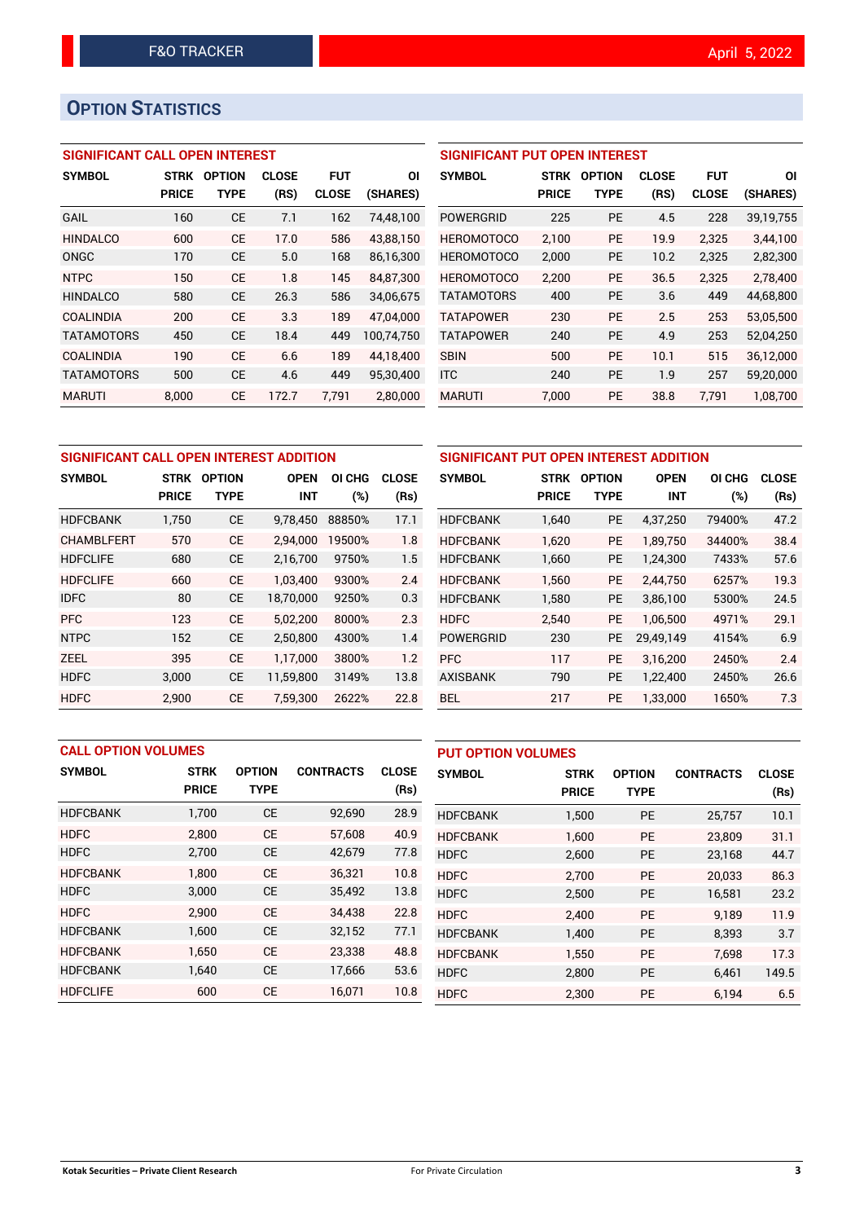## OPTION STATISTICS

### SIGNIFICANT CALL OPEN INTEREST

| SYMBOL | STRK PRICE | OPTION TYPE | CLOSE (RS) | FUT CLOSE | OI (SHARES) |
|---|---|---|---|---|---|
| GAIL | 160 | CE | 7.1 | 162 | 74,48,100 |
| HINDALCO | 600 | CE | 17.0 | 586 | 43,88,150 |
| ONGC | 170 | CE | 5.0 | 168 | 86,16,300 |
| NTPC | 150 | CE | 1.8 | 145 | 84,87,300 |
| HINDALCO | 580 | CE | 26.3 | 586 | 34,06,675 |
| COALINDIA | 200 | CE | 3.3 | 189 | 47,04,000 |
| TATAMOTORS | 450 | CE | 18.4 | 449 | 100,74,750 |
| COALINDIA | 190 | CE | 6.6 | 189 | 44,18,400 |
| TATAMOTORS | 500 | CE | 4.6 | 449 | 95,30,400 |
| MARUTI | 8,000 | CE | 172.7 | 7,791 | 2,80,000 |

### SIGNIFICANT PUT OPEN INTEREST

| SYMBOL | STRK PRICE | OPTION TYPE | CLOSE (RS) | FUT CLOSE | OI (SHARES) |
|---|---|---|---|---|---|
| POWERGRID | 225 | PE | 4.5 | 228 | 39,19,755 |
| HEROMOTOCO | 2,100 | PE | 19.9 | 2,325 | 3,44,100 |
| HEROMOTOCO | 2,000 | PE | 10.2 | 2,325 | 2,82,300 |
| HEROMOTOCO | 2,200 | PE | 36.5 | 2,325 | 2,78,400 |
| TATAMOTORS | 400 | PE | 3.6 | 449 | 44,68,800 |
| TATAPOWER | 230 | PE | 2.5 | 253 | 53,05,500 |
| TATAPOWER | 240 | PE | 4.9 | 253 | 52,04,250 |
| SBIN | 500 | PE | 10.1 | 515 | 36,12,000 |
| ITC | 240 | PE | 1.9 | 257 | 59,20,000 |
| MARUTI | 7,000 | PE | 38.8 | 7,791 | 1,08,700 |

### SIGNIFICANT CALL OPEN INTEREST ADDITION

| SYMBOL | STRK PRICE | OPTION TYPE | OPEN INT | OI CHG (%) | CLOSE (Rs) |
|---|---|---|---|---|---|
| HDFCBANK | 1,750 | CE | 9,78,450 | 88850% | 17.1 |
| CHAMBLFERT | 570 | CE | 2,94,000 | 19500% | 1.8 |
| HDFCLIFE | 680 | CE | 2,16,700 | 9750% | 1.5 |
| HDFCLIFE | 660 | CE | 1,03,400 | 9300% | 2.4 |
| IDFC | 80 | CE | 18,70,000 | 9250% | 0.3 |
| PFC | 123 | CE | 5,02,200 | 8000% | 2.3 |
| NTPC | 152 | CE | 2,50,800 | 4300% | 1.4 |
| ZEEL | 395 | CE | 1,17,000 | 3800% | 1.2 |
| HDFC | 3,000 | CE | 11,59,800 | 3149% | 13.8 |
| HDFC | 2,900 | CE | 7,59,300 | 2622% | 22.8 |

### SIGNIFICANT PUT OPEN INTEREST ADDITION

| SYMBOL | STRK PRICE | OPTION TYPE | OPEN INT | OI CHG (%) | CLOSE (Rs) |
|---|---|---|---|---|---|
| HDFCBANK | 1,640 | PE | 4,37,250 | 79400% | 47.2 |
| HDFCBANK | 1,620 | PE | 1,89,750 | 34400% | 38.4 |
| HDFCBANK | 1,660 | PE | 1,24,300 | 7433% | 57.6 |
| HDFCBANK | 1,560 | PE | 2,44,750 | 6257% | 19.3 |
| HDFCBANK | 1,580 | PE | 3,86,100 | 5300% | 24.5 |
| HDFC | 2,540 | PE | 1,06,500 | 4971% | 29.1 |
| POWERGRID | 230 | PE | 29,49,149 | 4154% | 6.9 |
| PFC | 117 | PE | 3,16,200 | 2450% | 2.4 |
| AXISBANK | 790 | PE | 1,22,400 | 2450% | 26.6 |
| BEL | 217 | PE | 1,33,000 | 1650% | 7.3 |

### CALL OPTION VOLUMES

| SYMBOL | STRK PRICE | OPTION TYPE | CONTRACTS | CLOSE (Rs) |
|---|---|---|---|---|
| HDFCBANK | 1,700 | CE | 92,690 | 28.9 |
| HDFC | 2,800 | CE | 57,608 | 40.9 |
| HDFC | 2,700 | CE | 42,679 | 77.8 |
| HDFCBANK | 1,800 | CE | 36,321 | 10.8 |
| HDFC | 3,000 | CE | 35,492 | 13.8 |
| HDFC | 2,900 | CE | 34,438 | 22.8 |
| HDFCBANK | 1,600 | CE | 32,152 | 77.1 |
| HDFCBANK | 1,650 | CE | 23,338 | 48.8 |
| HDFCBANK | 1,640 | CE | 17,666 | 53.6 |
| HDFCLIFE | 600 | CE | 16,071 | 10.8 |

### PUT OPTION VOLUMES

| SYMBOL | STRK PRICE | OPTION TYPE | CONTRACTS | CLOSE (Rs) |
|---|---|---|---|---|
| HDFCBANK | 1,500 | PE | 25,757 | 10.1 |
| HDFCBANK | 1,600 | PE | 23,809 | 31.1 |
| HDFC | 2,600 | PE | 23,168 | 44.7 |
| HDFC | 2,700 | PE | 20,033 | 86.3 |
| HDFC | 2,500 | PE | 16,581 | 23.2 |
| HDFC | 2,400 | PE | 9,189 | 11.9 |
| HDFCBANK | 1,400 | PE | 8,393 | 3.7 |
| HDFCBANK | 1,550 | PE | 7,698 | 17.3 |
| HDFC | 2,800 | PE | 6,461 | 149.5 |
| HDFC | 2,300 | PE | 6,194 | 6.5 |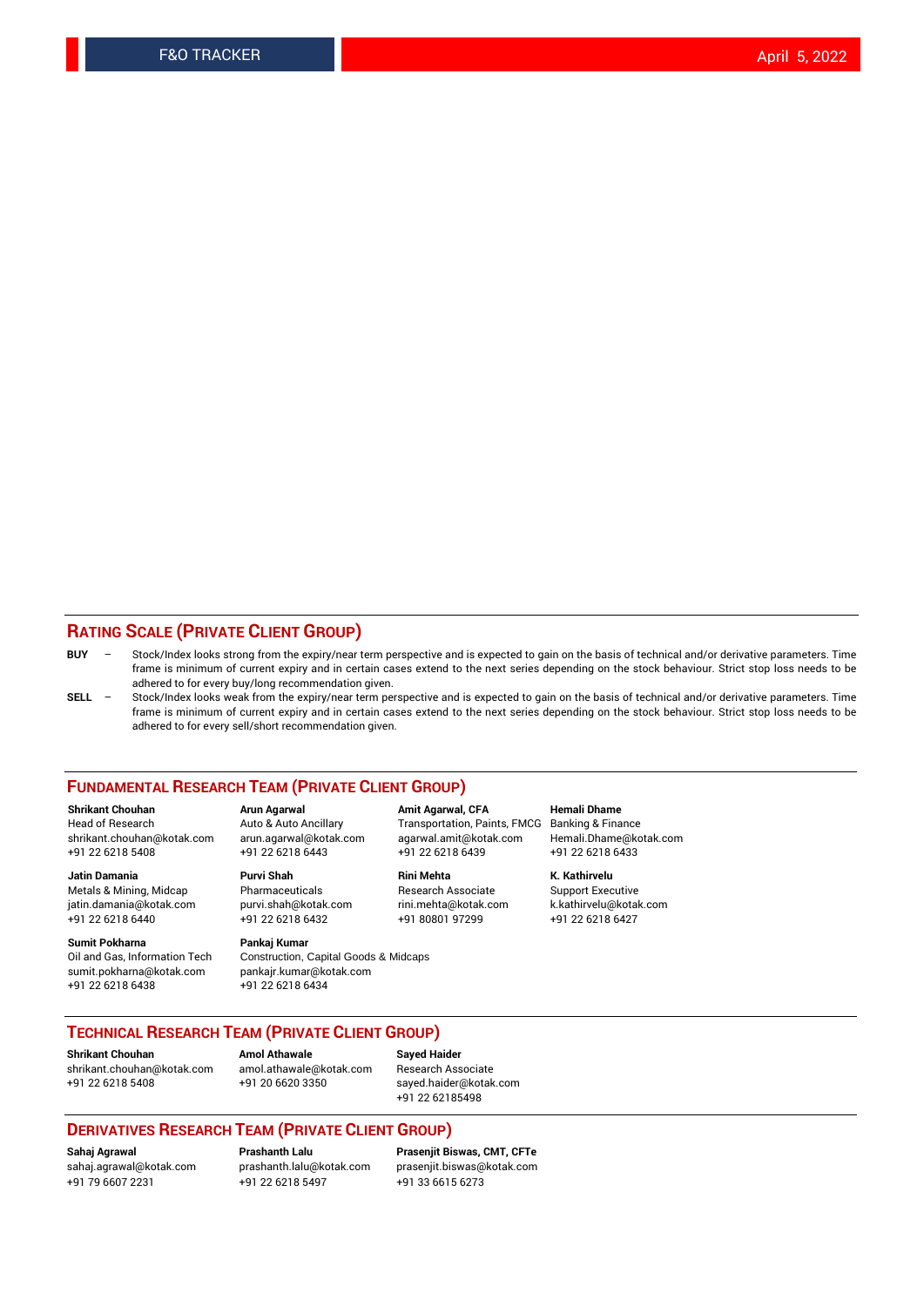## RATING SCALE (PRIVATE CLIENT GROUP)

**BUY** – Stock/Index looks strong from the expiry/near term perspective and is expected to gain on the basis of technical and/or derivative parameters. Time frame is minimum of current expiry and in certain cases extend to the next series depending on the stock behaviour. Strict stop loss needs to be adhered to for every buy/long recommendation given.

**SELL** – Stock/Index looks weak from the expiry/near term perspective and is expected to gain on the basis of technical and/or derivative parameters. Time frame is minimum of current expiry and in certain cases extend to the next series depending on the stock behaviour. Strict stop loss needs to be adhered to for every sell/short recommendation given.

## FUNDAMENTAL RESEARCH TEAM (PRIVATE CLIENT GROUP)

**Shrikant Chouhan**
Head of Research
shrikant.chouhan@kotak.com
+91 22 6218 5408

**Arun Agarwal**
Auto & Auto Ancillary
arun.agarwal@kotak.com
+91 22 6218 6443

**Amit Agarwal, CFA**
Transportation, Paints, FMCG
agarwal.amit@kotak.com
+91 22 6218 6439

**Hemali Dhame**
Banking & Finance
Hemali.Dhame@kotak.com
+91 22 6218 6433

**Jatin Damania**
Metals & Mining, Midcap
jatin.damania@kotak.com
+91 22 6218 6440

**Purvi Shah**
Pharmaceuticals
purvi.shah@kotak.com
+91 22 6218 6432

**Rini Mehta**
Research Associate
rini.mehta@kotak.com
+91 80801 97299

**K. Kathirvelu**
Support Executive
k.kathirvelu@kotak.com
+91 22 6218 6427

**Sumit Pokharna**
Oil and Gas, Information Tech
sumit.pokharna@kotak.com
+91 22 6218 6438

**Pankaj Kumar**
Construction, Capital Goods & Midcaps
pankajr.kumar@kotak.com
+91 22 6218 6434

## TECHNICAL RESEARCH TEAM (PRIVATE CLIENT GROUP)

**Shrikant Chouhan**
shrikant.chouhan@kotak.com
+91 22 6218 5408

**Amol Athawale**
amol.athawale@kotak.com
+91 20 6620 3350

**Sayed Haider**
Research Associate
sayed.haider@kotak.com
+91 22 62185498

## DERIVATIVES RESEARCH TEAM (PRIVATE CLIENT GROUP)

**Sahaj Agrawal**
sahaj.agrawal@kotak.com
+91 79 6607 2231

**Prashanth Lalu**
prashanth.lalu@kotak.com
+91 22 6218 5497

**Prasenjit Biswas, CMT, CFTe**
prasenjit.biswas@kotak.com
+91 33 6615 6273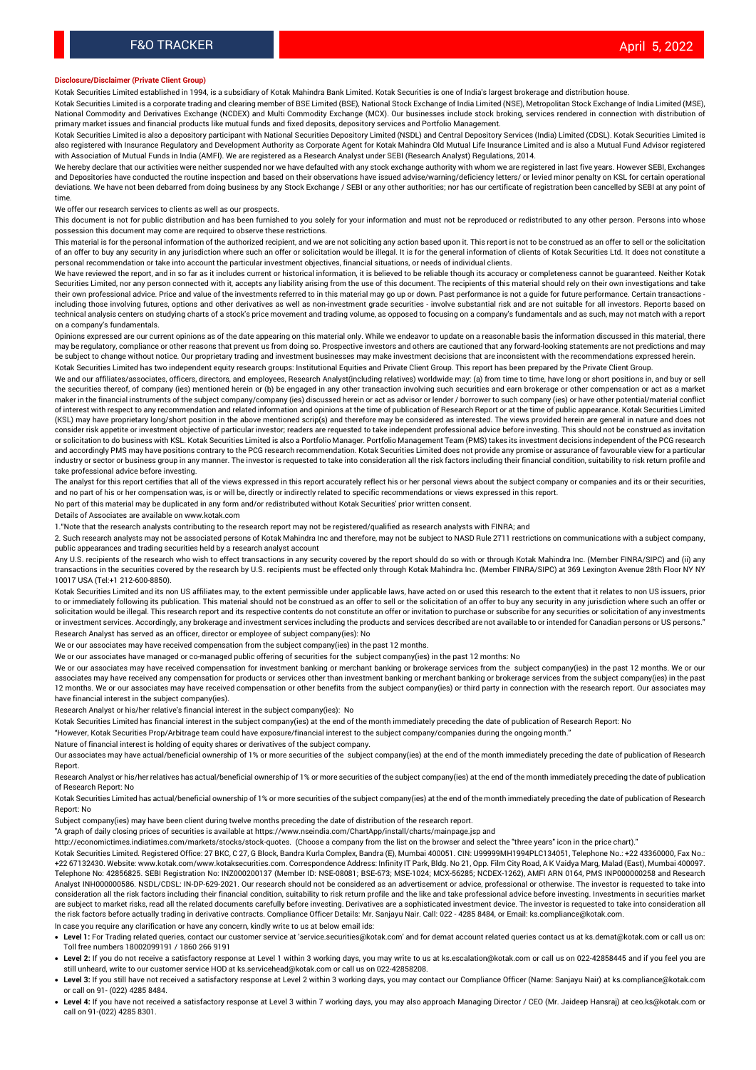#### Disclosure/Disclaimer (Private Client Group)

Kotak Securities Limited established in 1994, is a subsidiary of Kotak Mahindra Bank Limited. Kotak Securities is one of India's largest brokerage and distribution house.

Kotak Securities Limited is a corporate trading and clearing member of BSE Limited (BSE), National Stock Exchange of India Limited (NSE), Metropolitan Stock Exchange of India Limited (MSE), National Commodity and Derivatives Exchange (NCDEX) and Multi Commodity Exchange (MCX). Our businesses include stock broking, services rendered in connection with distribution of primary market issues and financial products like mutual funds and fixed deposits, depository services and Portfolio Management.

Kotak Securities Limited is also a depository participant with National Securities Depository Limited (NSDL) and Central Depository Services (India) Limited (CDSL). Kotak Securities Limited is also registered with Insurance Regulatory and Development Authority as Corporate Agent for Kotak Mahindra Old Mutual Life Insurance Limited and is also a Mutual Fund Advisor registered with Association of Mutual Funds in India (AMFI). We are registered as a Research Analyst under SEBI (Research Analyst) Regulations, 2014.

We hereby declare that our activities were neither suspended nor we have defaulted with any stock exchange authority with whom we are registered in last five years. However SEBI, Exchanges and Depositories have conducted the routine inspection and based on their observations have issued advise/warning/deficiency letters/ or levied minor penalty on KSL for certain operational deviations. We have not been debarred from doing business by any Stock Exchange / SEBI or any other authorities; nor has our certificate of registration been cancelled by SEBI at any point of time.

We offer our research services to clients as well as our prospects.

This document is not for public distribution and has been furnished to you solely for your information and must not be reproduced or redistributed to any other person. Persons into whose possession this document may come are required to observe these restrictions.

This material is for the personal information of the authorized recipient, and we are not soliciting any action based upon it. This report is not to be construed as an offer to sell or the solicitation of an offer to buy any security in any jurisdiction where such an offer or solicitation would be illegal. It is for the general information of clients of Kotak Securities Ltd. It does not constitute a personal recommendation or take into account the particular investment objectives, financial situations, or needs of individual clients.

We have reviewed the report, and in so far as it includes current or historical information, it is believed to be reliable though its accuracy or completeness cannot be guaranteed. Neither Kotak Securities Limited, nor any person connected with it, accepts any liability arising from the use of this document. The recipients of this material should rely on their own investigations and take their own professional advice. Price and value of the investments referred to in this material may go up or down. Past performance is not a guide for future performance. Certain transactions - including those involving futures, options and other derivatives as well as non-investment grade securities - involve substantial risk and are not suitable for all investors. Reports based on technical analysis centers on studying charts of a stock's price movement and trading volume, as opposed to focusing on a company's fundamentals and as such, may not match with a report on a company's fundamentals.

Opinions expressed are our current opinions as of the date appearing on this material only. While we endeavor to update on a reasonable basis the information discussed in this material, there may be regulatory, compliance or other reasons that prevent us from doing so. Prospective investors and others are cautioned that any forward-looking statements are not predictions and may be subject to change without notice. Our proprietary trading and investment businesses may make investment decisions that are inconsistent with the recommendations expressed herein.

Kotak Securities Limited has two independent equity research groups: Institutional Equities and Private Client Group. This report has been prepared by the Private Client Group.

We and our affiliates/associates, officers, directors, and employees, Research Analyst(including relatives) worldwide may: (a) from time to time, have long or short positions in, and buy or sell the securities thereof, of company (ies) mentioned herein or (b) be engaged in any other transaction involving such securities and earn brokerage or other compensation or act as a market maker in the financial instruments of the subject company/company (ies) discussed herein or act as advisor or lender / borrower to such company (ies) or have other potential/material conflict of interest with respect to any recommendation and related information and opinions at the time of publication of Research Report or at the time of public appearance. Kotak Securities Limited (KSL) may have proprietary long/short position in the above mentioned scrip(s) and therefore may be considered as interested. The views provided herein are general in nature and does not consider risk appetite or investment objective of particular investor; readers are requested to take independent professional advice before investing. This should not be construed as invitation or solicitation to do business with KSL. Kotak Securities Limited is also a Portfolio Manager. Portfolio Management Team (PMS) takes its investment decisions independent of the PCG research and accordingly PMS may have positions contrary to the PCG research recommendation. Kotak Securities Limited does not provide any promise or assurance of favourable view for a particular industry or sector or business group in any manner. The investor is requested to take into consideration all the risk factors including their financial condition, suitability to risk return profile and take professional advice before investing.

The analyst for this report certifies that all of the views expressed in this report accurately reflect his or her personal views about the subject company or companies and its or their securities, and no part of his or her compensation was, is or will be, directly or indirectly related to specific recommendations or views expressed in this report.

No part of this material may be duplicated in any form and/or redistributed without Kotak Securities' prior written consent.

Details of Associates are available on www.kotak.com

1."Note that the research analysts contributing to the research report may not be registered/qualified as research analysts with FINRA; and

2. Such research analysts may not be associated persons of Kotak Mahindra Inc and therefore, may not be subject to NASD Rule 2711 restrictions on communications with a subject company, public appearances and trading securities held by a research analyst account

Any U.S. recipients of the research who wish to effect transactions in any security covered by the report should do so with or through Kotak Mahindra Inc. (Member FINRA/SIPC) and (ii) any transactions in the securities covered by the research by U.S. recipients must be effected only through Kotak Mahindra Inc. (Member FINRA/SIPC) at 369 Lexington Avenue 28th Floor NY NY 10017 USA (Tel:+1 212-600-8850).

Kotak Securities Limited and its non US affiliates may, to the extent permissible under applicable laws, have acted on or used this research to the extent that it relates to non US issuers, prior to or immediately following its publication. This material should not be construed as an offer to sell or the solicitation of an offer to buy any security in any jurisdiction where such an offer or solicitation would be illegal. This research report and its respective contents do not constitute an offer or invitation to purchase or subscribe for any securities or solicitation of any investments or investment services. Accordingly, any brokerage and investment services including the products and services described are not available to or intended for Canadian persons or US persons."

Research Analyst has served as an officer, director or employee of subject company(ies): No

We or our associates may have received compensation from the subject company(ies) in the past 12 months.

We or our associates have managed or co-managed public offering of securities for the subject company(ies) in the past 12 months: No

We or our associates may have received compensation for investment banking or merchant banking or brokerage services from the subject company(ies) in the past 12 months. We or our associates may have received any compensation for products or services other than investment banking or merchant banking or brokerage services from the subject company(ies) in the past 12 months. We or our associates may have received compensation or other benefits from the subject company(ies) or third party in connection with the research report. Our associates may have financial interest in the subject company(ies).

Research Analyst or his/her relative's financial interest in the subject company(ies): No

Kotak Securities Limited has financial interest in the subject company(ies) at the end of the month immediately preceding the date of publication of Research Report: No

"However, Kotak Securities Prop/Arbitrage team could have exposure/financial interest to the subject company/companies during the ongoing month."

Nature of financial interest is holding of equity shares or derivatives of the subject company.

Our associates may have actual/beneficial ownership of 1% or more securities of the subject company(ies) at the end of the month immediately preceding the date of publication of Research Report.

Research Analyst or his/her relatives has actual/beneficial ownership of 1% or more securities of the subject company(ies) at the end of the month immediately preceding the date of publication of Research Report: No

Kotak Securities Limited has actual/beneficial ownership of 1% or more securities of the subject company(ies) at the end of the month immediately preceding the date of publication of Research Report: No

Subject company(ies) may have been client during twelve months preceding the date of distribution of the research report.

"A graph of daily closing prices of securities is available at https://www.nseindia.com/ChartApp/install/charts/mainpage.jsp and

http://economictimes.indiatimes.com/markets/stocks/stock-quotes. (Choose a company from the list on the browser and select the "three years" icon in the price chart)."

Kotak Securities Limited. Registered Office: 27 BKC, C 27, G Block, Bandra Kurla Complex, Bandra (E), Mumbai 400051. CIN: U99999MH1994PLC134051, Telephone No.: +22 43360000, Fax No.: +22 67132430. Website: www.kotak.com/www.kotaksecurities.com. Correspondence Address: Infinity IT Park, Bldg. No 21, Opp. Film City Road, A K Vaidya Marg, Malad (East), Mumbai 400097. Telephone No: 42856825. SEBI Registration No: INZ000200137 (Member ID: NSE-08081; BSE-673; MSE-1024; MCX-56285; NCDEX-1262), AMFI ARN 0164, PMS INP000000258 and Research Analyst INH000000586. NSDL/CDSL: IN-DP-629-2021. Our research should not be considered as an advertisement or advice, professional or otherwise. The investor is requested to take into consideration all the risk factors including their financial condition, suitability to risk return profile and the like and take professional advice before investing. Investments in securities market are subject to market risks, read all the related documents carefully before investing. Derivatives are a sophisticated investment device. The investor is requested to take into consideration all the risk factors before actually trading in derivative contracts. Compliance Officer Details: Mr. Sanjayu Nair. Call: 022 - 4285 8484, or Email: ks.compliance@kotak.com.

In case you require any clarification or have any concern, kindly write to us at below email ids:

- **Level 1:** For Trading related queries, contact our customer service at 'service.securities@kotak.com' and for demat account related queries contact us at ks.demat@kotak.com or call us on: Toll free numbers 18002099191 / 1860 266 9191
- **Level 2:** If you do not receive a satisfactory response at Level 1 within 3 working days, you may write to us at ks.escalation@kotak.com or call us on 022-42858445 and if you feel you are still unheard, write to our customer service HOD at ks.servicehead@kotak.com or call us on 022-42858208.
- **Level 3:** If you still have not received a satisfactory response at Level 2 within 3 working days, you may contact our Compliance Officer (Name: Sanjayu Nair) at ks.compliance@kotak.com or call on 91- (022) 4285 8484.
- **Level 4:** If you have not received a satisfactory response at Level 3 within 7 working days, you may also approach Managing Director / CEO (Mr. Jaideep Hansraj) at ceo.ks@kotak.com or call on 91-(022) 4285 8301.